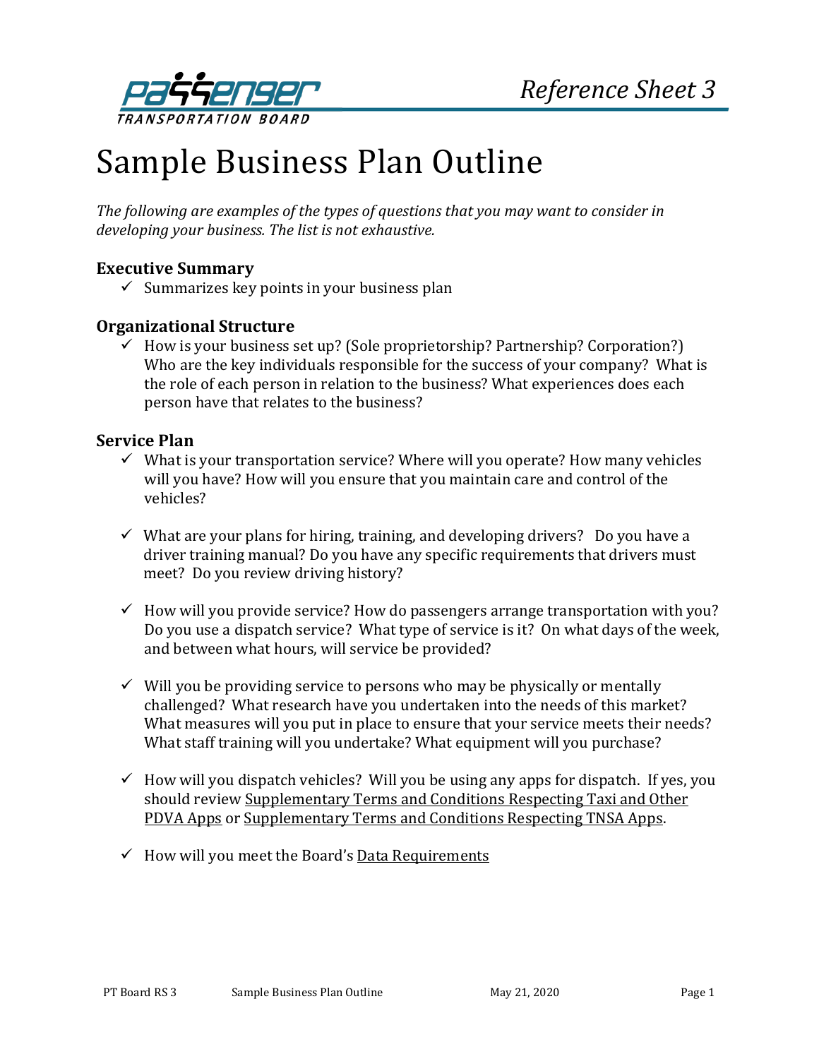Reference Sheet 3

# Sample Business Plan Outline

*The following are examples of the types of questions that you may want to consider in developing your business. The list is not exhaustive.*

## Executive Summary

- ✓ Summarizes key points in your business plan

## Organizational Structure

- ✓ How is your business set up? (Sole proprietorship? Partnership? Corporation?) Who are the key individuals responsible for the success of your company? What is the role of each person in relation to the business? What experiences does each person have that relates to the business?

## Service Plan

- ✓ What is your transportation service? Where will you operate? How many vehicles will you have? How will you ensure that you maintain care and control of the vehicles?

- ✓ What are your plans for hiring, training, and developing drivers? Do you have a driver training manual? Do you have any specific requirements that drivers must meet? Do you review driving history?

- ✓ How will you provide service? How do passengers arrange transportation with you? Do you use a dispatch service? What type of service is it? On what days of the week, and between what hours, will service be provided?

- ✓ Will you be providing service to persons who may be physically or mentally challenged? What research have you undertaken into the needs of this market? What measures will you put in place to ensure that your service meets their needs? What staff training will you undertake? What equipment will you purchase?

- ✓ How will you dispatch vehicles? Will you be using any apps for dispatch. If yes, you should review Supplementary Terms and Conditions Respecting Taxi and Other PDVA Apps or Supplementary Terms and Conditions Respecting TNSA Apps.

- ✓ How will you meet the Board's Data Requirements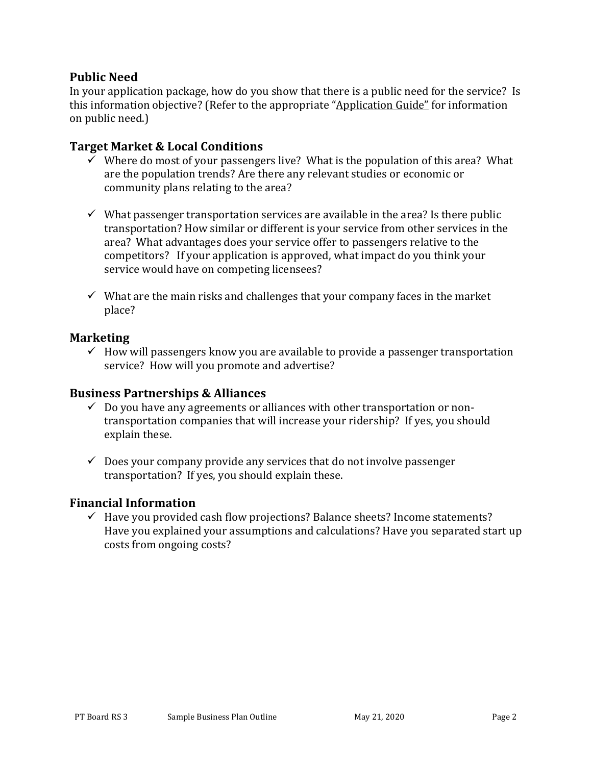## Public Need

In your application package, how do you show that there is a public need for the service? Is this information objective? (Refer to the appropriate "Application Guide" for information on public need.)

## Target Market & Local Conditions

- ✓ Where do most of your passengers live? What is the population of this area? What are the population trends? Are there any relevant studies or economic or community plans relating to the area?
- ✓ What passenger transportation services are available in the area? Is there public transportation? How similar or different is your service from other services in the area? What advantages does your service offer to passengers relative to the competitors? If your application is approved, what impact do you think your service would have on competing licensees?
- ✓ What are the main risks and challenges that your company faces in the market place?

## Marketing

- ✓ How will passengers know you are available to provide a passenger transportation service? How will you promote and advertise?

## Business Partnerships & Alliances

- ✓ Do you have any agreements or alliances with other transportation or non-transportation companies that will increase your ridership? If yes, you should explain these.
- ✓ Does your company provide any services that do not involve passenger transportation? If yes, you should explain these.

## Financial Information

- ✓ Have you provided cash flow projections? Balance sheets? Income statements? Have you explained your assumptions and calculations? Have you separated start up costs from ongoing costs?